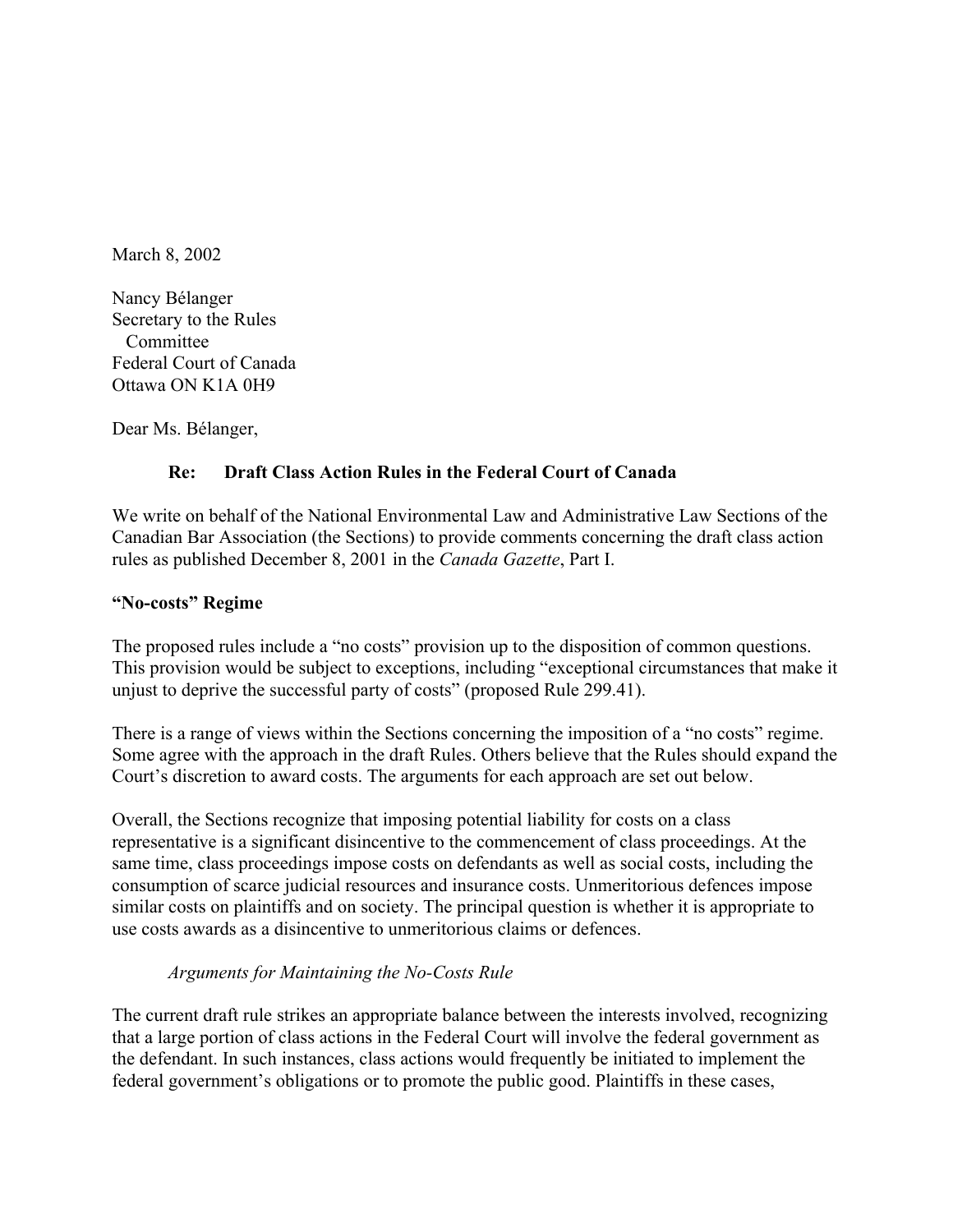March 8, 2002

Nancy Bélanger  
Secretary to the Rules  
Committee  
Federal Court of Canada  
Ottawa ON K1A 0H9

Dear Ms. Bélanger,

**Re: Draft Class Action Rules in the Federal Court of Canada**

We write on behalf of the National Environmental Law and Administrative Law Sections of the Canadian Bar Association (the Sections) to provide comments concerning the draft class action rules as published December 8, 2001 in the *Canada Gazette*, Part I.

**"No-costs" Regime**

The proposed rules include a "no costs" provision up to the disposition of common questions. This provision would be subject to exceptions, including "exceptional circumstances that make it unjust to deprive the successful party of costs" (proposed Rule 299.41).

There is a range of views within the Sections concerning the imposition of a "no costs" regime. Some agree with the approach in the draft Rules. Others believe that the Rules should expand the Court's discretion to award costs. The arguments for each approach are set out below.

Overall, the Sections recognize that imposing potential liability for costs on a class representative is a significant disincentive to the commencement of class proceedings. At the same time, class proceedings impose costs on defendants as well as social costs, including the consumption of scarce judicial resources and insurance costs. Unmeritorious defences impose similar costs on plaintiffs and on society. The principal question is whether it is appropriate to use costs awards as a disincentive to unmeritorious claims or defences.

*Arguments for Maintaining the No-Costs Rule*

The current draft rule strikes an appropriate balance between the interests involved, recognizing that a large portion of class actions in the Federal Court will involve the federal government as the defendant. In such instances, class actions would frequently be initiated to implement the federal government's obligations or to promote the public good. Plaintiffs in these cases,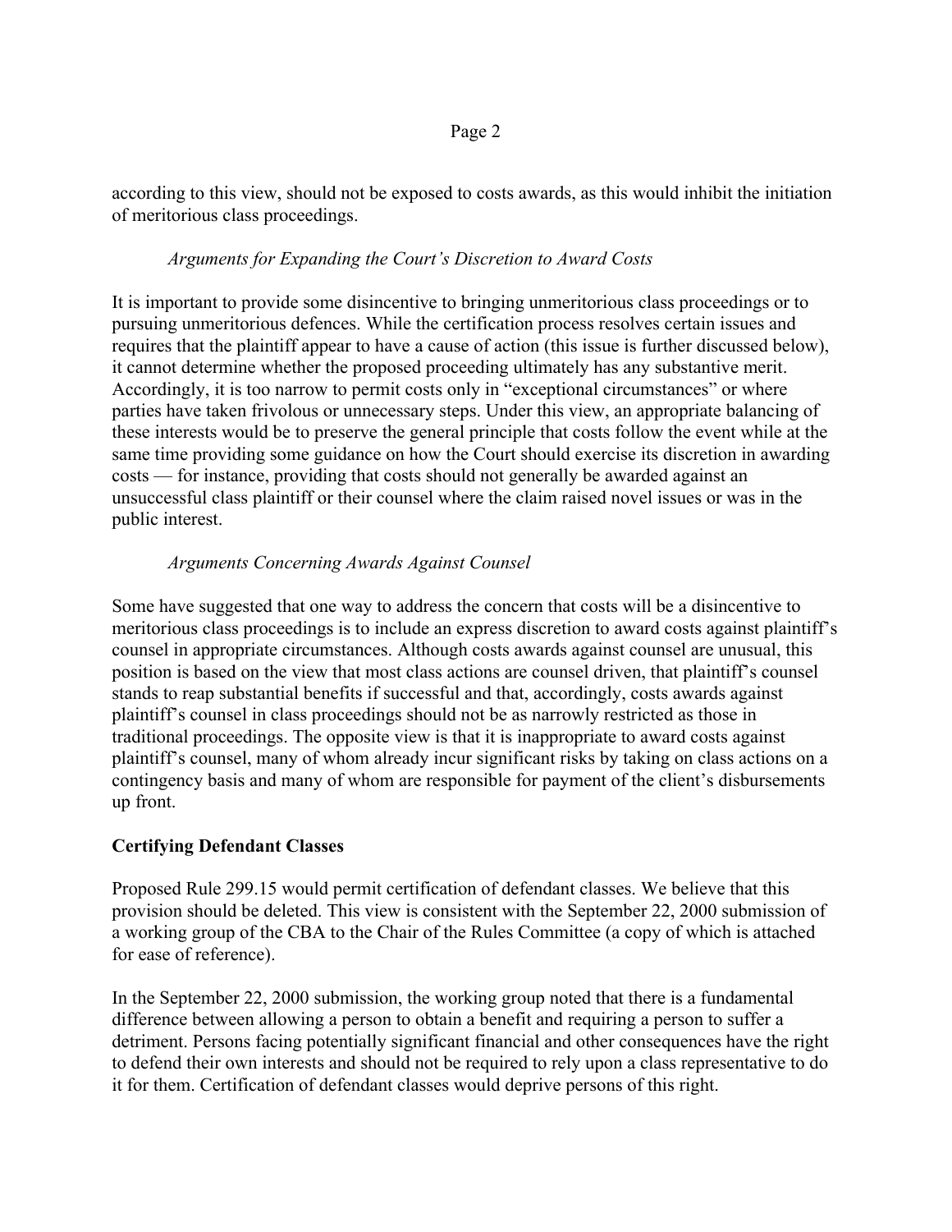according to this view, should not be exposed to costs awards, as this would inhibit the initiation of meritorious class proceedings.

*Arguments for Expanding the Court's Discretion to Award Costs*

It is important to provide some disincentive to bringing unmeritorious class proceedings or to pursuing unmeritorious defences. While the certification process resolves certain issues and requires that the plaintiff appear to have a cause of action (this issue is further discussed below), it cannot determine whether the proposed proceeding ultimately has any substantive merit. Accordingly, it is too narrow to permit costs only in "exceptional circumstances" or where parties have taken frivolous or unnecessary steps. Under this view, an appropriate balancing of these interests would be to preserve the general principle that costs follow the event while at the same time providing some guidance on how the Court should exercise its discretion in awarding costs — for instance, providing that costs should not generally be awarded against an unsuccessful class plaintiff or their counsel where the claim raised novel issues or was in the public interest.

*Arguments Concerning Awards Against Counsel*

Some have suggested that one way to address the concern that costs will be a disincentive to meritorious class proceedings is to include an express discretion to award costs against plaintiff's counsel in appropriate circumstances. Although costs awards against counsel are unusual, this position is based on the view that most class actions are counsel driven, that plaintiff's counsel stands to reap substantial benefits if successful and that, accordingly, costs awards against plaintiff's counsel in class proceedings should not be as narrowly restricted as those in traditional proceedings. The opposite view is that it is inappropriate to award costs against plaintiff's counsel, many of whom already incur significant risks by taking on class actions on a contingency basis and many of whom are responsible for payment of the client's disbursements up front.

**Certifying Defendant Classes**

Proposed Rule 299.15 would permit certification of defendant classes. We believe that this provision should be deleted. This view is consistent with the September 22, 2000 submission of a working group of the CBA to the Chair of the Rules Committee (a copy of which is attached for ease of reference).

In the September 22, 2000 submission, the working group noted that there is a fundamental difference between allowing a person to obtain a benefit and requiring a person to suffer a detriment. Persons facing potentially significant financial and other consequences have the right to defend their own interests and should not be required to rely upon a class representative to do it for them. Certification of defendant classes would deprive persons of this right.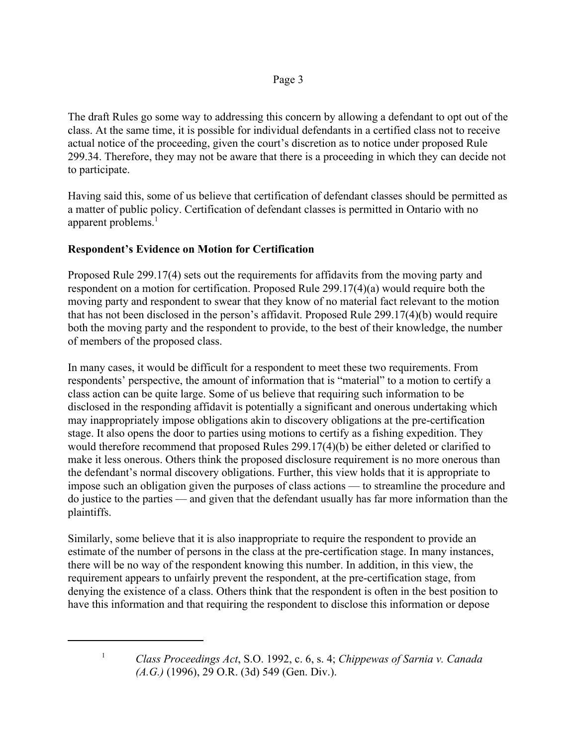The draft Rules go some way to addressing this concern by allowing a defendant to opt out of the class. At the same time, it is possible for individual defendants in a certified class not to receive actual notice of the proceeding, given the court's discretion as to notice under proposed Rule 299.34. Therefore, they may not be aware that there is a proceeding in which they can decide not to participate.

Having said this, some of us believe that certification of defendant classes should be permitted as a matter of public policy. Certification of defendant classes is permitted in Ontario with no apparent problems.[1]

**Respondent's Evidence on Motion for Certification**

Proposed Rule 299.17(4) sets out the requirements for affidavits from the moving party and respondent on a motion for certification. Proposed Rule 299.17(4)(a) would require both the moving party and respondent to swear that they know of no material fact relevant to the motion that has not been disclosed in the person's affidavit. Proposed Rule 299.17(4)(b) would require both the moving party and the respondent to provide, to the best of their knowledge, the number of members of the proposed class.

In many cases, it would be difficult for a respondent to meet these two requirements. From respondents' perspective, the amount of information that is "material" to a motion to certify a class action can be quite large. Some of us believe that requiring such information to be disclosed in the responding affidavit is potentially a significant and onerous undertaking which may inappropriately impose obligations akin to discovery obligations at the pre-certification stage. It also opens the door to parties using motions to certify as a fishing expedition. They would therefore recommend that proposed Rules 299.17(4)(b) be either deleted or clarified to make it less onerous. Others think the proposed disclosure requirement is no more onerous than the defendant's normal discovery obligations. Further, this view holds that it is appropriate to impose such an obligation given the purposes of class actions — to streamline the procedure and do justice to the parties — and given that the defendant usually has far more information than the plaintiffs.

Similarly, some believe that it is also inappropriate to require the respondent to provide an estimate of the number of persons in the class at the pre-certification stage. In many instances, there will be no way of the respondent knowing this number. In addition, in this view, the requirement appears to unfairly prevent the respondent, at the pre-certification stage, from denying the existence of a class. Others think that the respondent is often in the best position to have this information and that requiring the respondent to disclose this information or depose

---

[1] *Class Proceedings Act*, S.O. 1992, c. 6, s. 4; *Chippewas of Sarnia v. Canada (A.G.)* (1996), 29 O.R. (3d) 549 (Gen. Div.).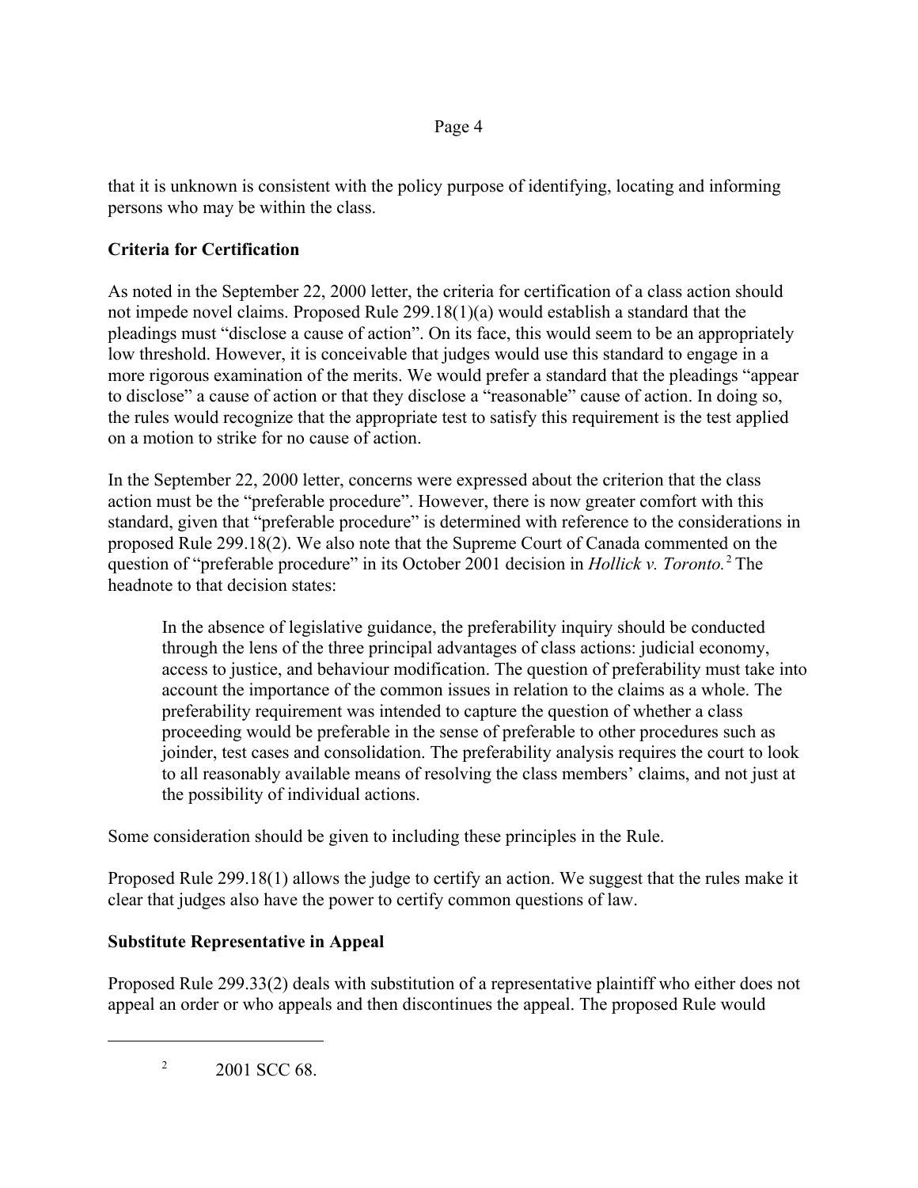that it is unknown is consistent with the policy purpose of identifying, locating and informing persons who may be within the class.

## Criteria for Certification

As noted in the September 22, 2000 letter, the criteria for certification of a class action should not impede novel claims. Proposed Rule 299.18(1)(a) would establish a standard that the pleadings must "disclose a cause of action". On its face, this would seem to be an appropriately low threshold. However, it is conceivable that judges would use this standard to engage in a more rigorous examination of the merits. We would prefer a standard that the pleadings "appear to disclose" a cause of action or that they disclose a "reasonable" cause of action. In doing so, the rules would recognize that the appropriate test to satisfy this requirement is the test applied on a motion to strike for no cause of action.

In the September 22, 2000 letter, concerns were expressed about the criterion that the class action must be the "preferable procedure". However, there is now greater comfort with this standard, given that "preferable procedure" is determined with reference to the considerations in proposed Rule 299.18(2). We also note that the Supreme Court of Canada commented on the question of "preferable procedure" in its October 2001 decision in *Hollick v. Toronto.*[2] The headnote to that decision states:

> In the absence of legislative guidance, the preferability inquiry should be conducted through the lens of the three principal advantages of class actions: judicial economy, access to justice, and behaviour modification. The question of preferability must take into account the importance of the common issues in relation to the claims as a whole. The preferability requirement was intended to capture the question of whether a class proceeding would be preferable in the sense of preferable to other procedures such as joinder, test cases and consolidation. The preferability analysis requires the court to look to all reasonably available means of resolving the class members' claims, and not just at the possibility of individual actions.

Some consideration should be given to including these principles in the Rule.

Proposed Rule 299.18(1) allows the judge to certify an action. We suggest that the rules make it clear that judges also have the power to certify common questions of law.

## Substitute Representative in Appeal

Proposed Rule 299.33(2) deals with substitution of a representative plaintiff who either does not appeal an order or who appeals and then discontinues the appeal. The proposed Rule would

---

[2] 2001 SCC 68.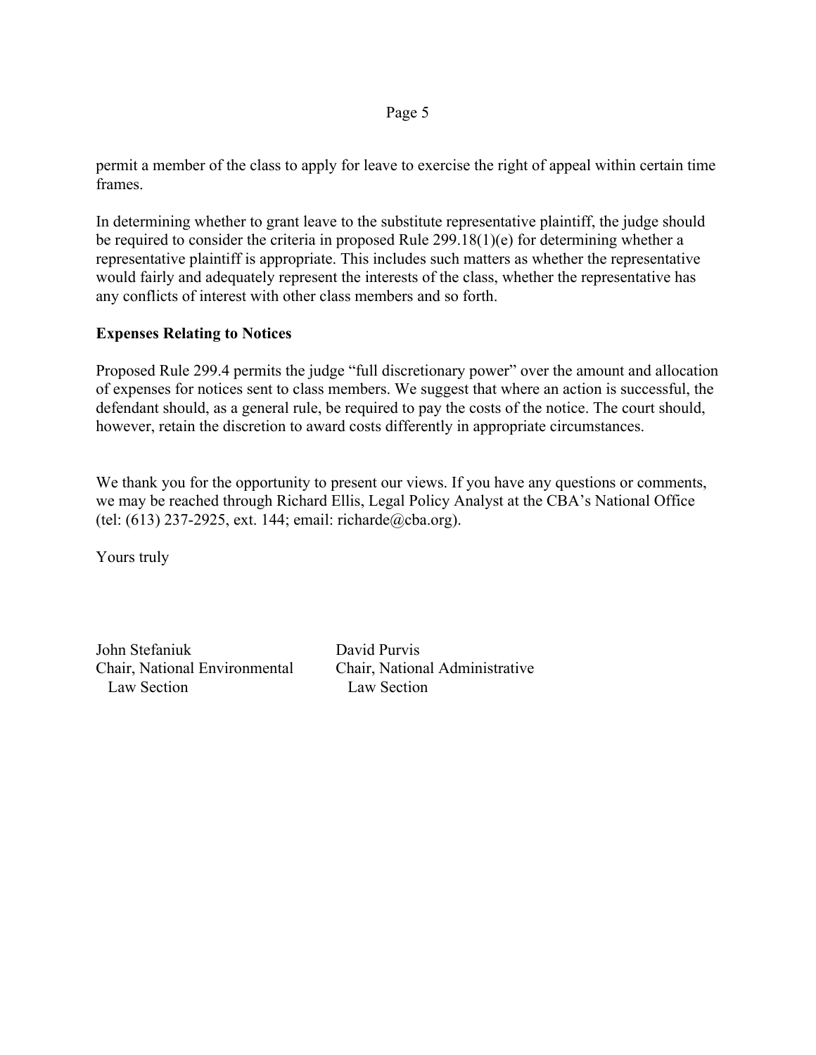permit a member of the class to apply for leave to exercise the right of appeal within certain time frames.

In determining whether to grant leave to the substitute representative plaintiff, the judge should be required to consider the criteria in proposed Rule 299.18(1)(e) for determining whether a representative plaintiff is appropriate. This includes such matters as whether the representative would fairly and adequately represent the interests of the class, whether the representative has any conflicts of interest with other class members and so forth.

**Expenses Relating to Notices**

Proposed Rule 299.4 permits the judge "full discretionary power" over the amount and allocation of expenses for notices sent to class members. We suggest that where an action is successful, the defendant should, as a general rule, be required to pay the costs of the notice. The court should, however, retain the discretion to award costs differently in appropriate circumstances.

We thank you for the opportunity to present our views. If you have any questions or comments, we may be reached through Richard Ellis, Legal Policy Analyst at the CBA's National Office (tel: (613) 237-2925, ext. 144; email: richarde@cba.org).

Yours truly

John Stefaniuk
Chair, National Environmental Law Section

David Purvis
Chair, National Administrative Law Section